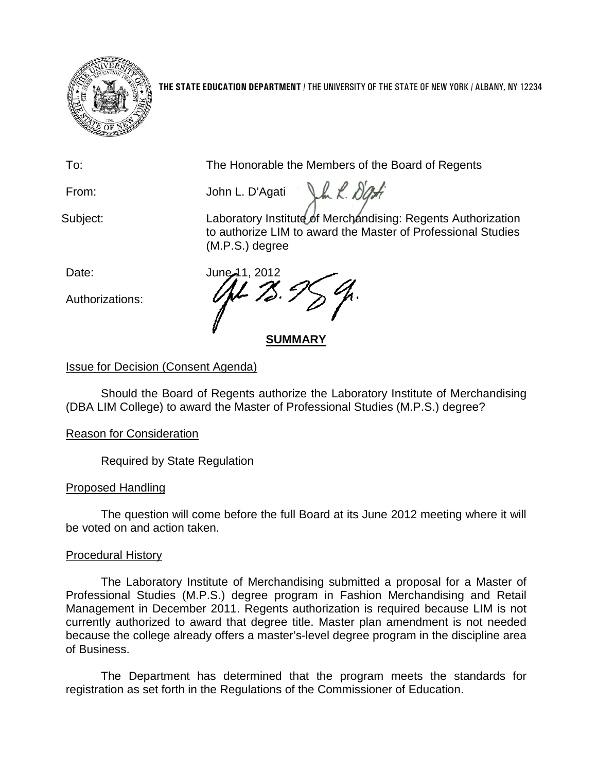**THE STATE EDUCATION DEPARTMENT** / THE UNIVERSITY OF THE STATE OF NEW YORK / ALBANY, NY 12234

To: The Honorable the Members of the Board of Regents

From: John L. D'Agati

Subject: Laboratory Institute of Merchandising: Regents Authorization to authorize LIM to award the Master of Professional Studies (M.P.S.) degree

Date: June 11, 2012

Authorizations:

## SUMMARY

Issue for Decision (Consent Agenda)

Should the Board of Regents authorize the Laboratory Institute of Merchandising (DBA LIM College) to award the Master of Professional Studies (M.P.S.) degree?

Reason for Consideration

Required by State Regulation

Proposed Handling

The question will come before the full Board at its June 2012 meeting where it will be voted on and action taken.

Procedural History

The Laboratory Institute of Merchandising submitted a proposal for a Master of Professional Studies (M.P.S.) degree program in Fashion Merchandising and Retail Management in December 2011. Regents authorization is required because LIM is not currently authorized to award that degree title. Master plan amendment is not needed because the college already offers a master's-level degree program in the discipline area of Business.

The Department has determined that the program meets the standards for registration as set forth in the Regulations of the Commissioner of Education.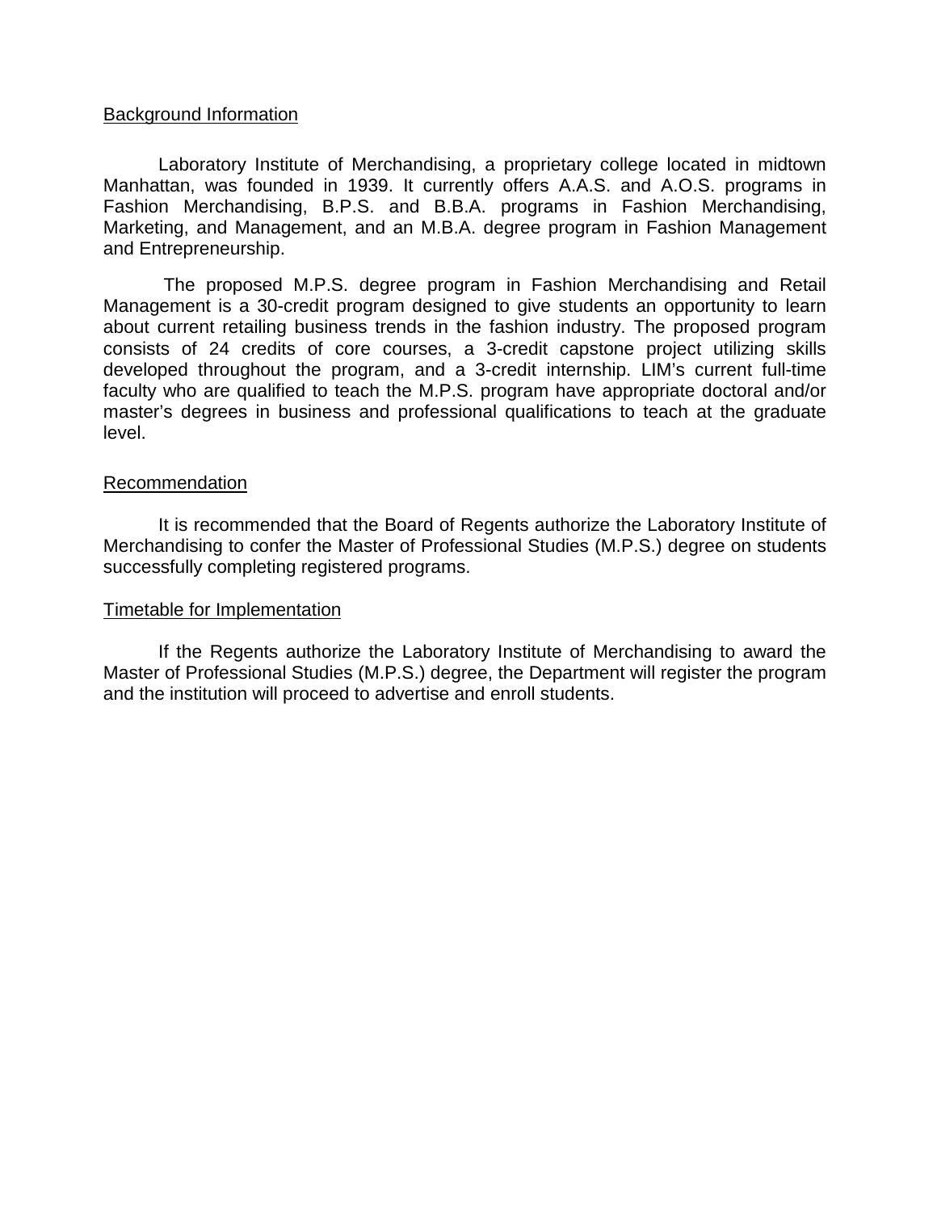## Background Information

Laboratory Institute of Merchandising, a proprietary college located in midtown Manhattan, was founded in 1939. It currently offers A.A.S. and A.O.S. programs in Fashion Merchandising, B.P.S. and B.B.A. programs in Fashion Merchandising, Marketing, and Management, and an M.B.A. degree program in Fashion Management and Entrepreneurship.

The proposed M.P.S. degree program in Fashion Merchandising and Retail Management is a 30-credit program designed to give students an opportunity to learn about current retailing business trends in the fashion industry. The proposed program consists of 24 credits of core courses, a 3-credit capstone project utilizing skills developed throughout the program, and a 3-credit internship. LIM's current full-time faculty who are qualified to teach the M.P.S. program have appropriate doctoral and/or master's degrees in business and professional qualifications to teach at the graduate level.

## Recommendation

It is recommended that the Board of Regents authorize the Laboratory Institute of Merchandising to confer the Master of Professional Studies (M.P.S.) degree on students successfully completing registered programs.

## Timetable for Implementation

If the Regents authorize the Laboratory Institute of Merchandising to award the Master of Professional Studies (M.P.S.) degree, the Department will register the program and the institution will proceed to advertise and enroll students.